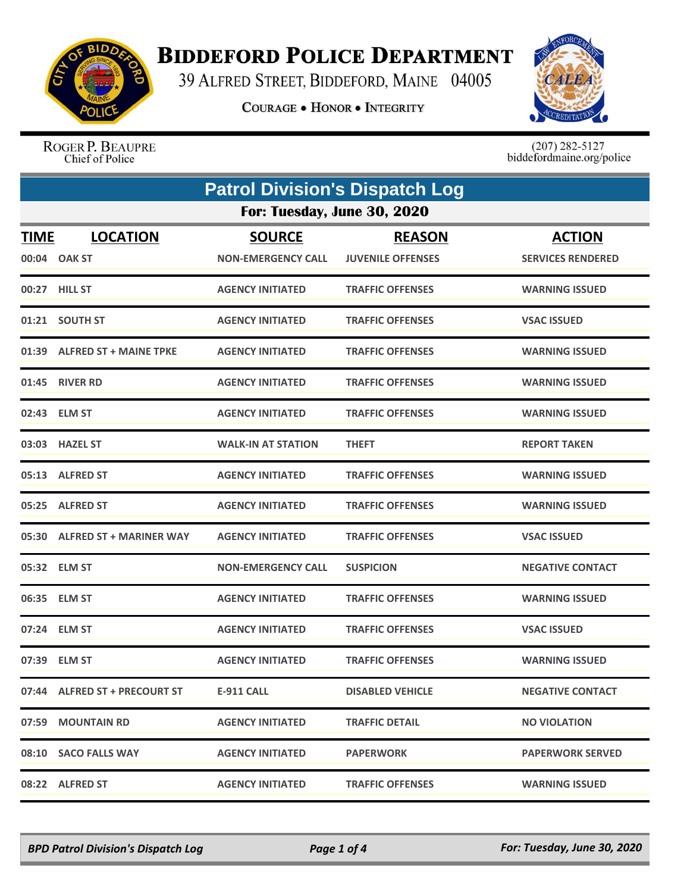# Biddeford Police Department

39 Alfred Street, Biddeford, Maine 04005

Courage • Honor • Integrity

Roger P. Beaupre
Chief of Police

(207) 282-5127
biddefordmaine.org/police

## Patrol Division's Dispatch Log

### For: Tuesday, June 30, 2020

| TIME | LOCATION | SOURCE | REASON | ACTION |
|---|---|---|---|---|
| 00:04 | OAK ST | NON-EMERGENCY CALL | JUVENILE OFFENSES | SERVICES RENDERED |
| 00:27 | HILL ST | AGENCY INITIATED | TRAFFIC OFFENSES | WARNING ISSUED |
| 01:21 | SOUTH ST | AGENCY INITIATED | TRAFFIC OFFENSES | VSAC ISSUED |
| 01:39 | ALFRED ST + MAINE TPKE | AGENCY INITIATED | TRAFFIC OFFENSES | WARNING ISSUED |
| 01:45 | RIVER RD | AGENCY INITIATED | TRAFFIC OFFENSES | WARNING ISSUED |
| 02:43 | ELM ST | AGENCY INITIATED | TRAFFIC OFFENSES | WARNING ISSUED |
| 03:03 | HAZEL ST | WALK-IN AT STATION | THEFT | REPORT TAKEN |
| 05:13 | ALFRED ST | AGENCY INITIATED | TRAFFIC OFFENSES | WARNING ISSUED |
| 05:25 | ALFRED ST | AGENCY INITIATED | TRAFFIC OFFENSES | WARNING ISSUED |
| 05:30 | ALFRED ST + MARINER WAY | AGENCY INITIATED | TRAFFIC OFFENSES | VSAC ISSUED |
| 05:32 | ELM ST | NON-EMERGENCY CALL | SUSPICION | NEGATIVE CONTACT |
| 06:35 | ELM ST | AGENCY INITIATED | TRAFFIC OFFENSES | WARNING ISSUED |
| 07:24 | ELM ST | AGENCY INITIATED | TRAFFIC OFFENSES | VSAC ISSUED |
| 07:39 | ELM ST | AGENCY INITIATED | TRAFFIC OFFENSES | WARNING ISSUED |
| 07:44 | ALFRED ST + PRECOURT ST | E-911 CALL | DISABLED VEHICLE | NEGATIVE CONTACT |
| 07:59 | MOUNTAIN RD | AGENCY INITIATED | TRAFFIC DETAIL | NO VIOLATION |
| 08:10 | SACO FALLS WAY | AGENCY INITIATED | PAPERWORK | PAPERWORK SERVED |
| 08:22 | ALFRED ST | AGENCY INITIATED | TRAFFIC OFFENSES | WARNING ISSUED |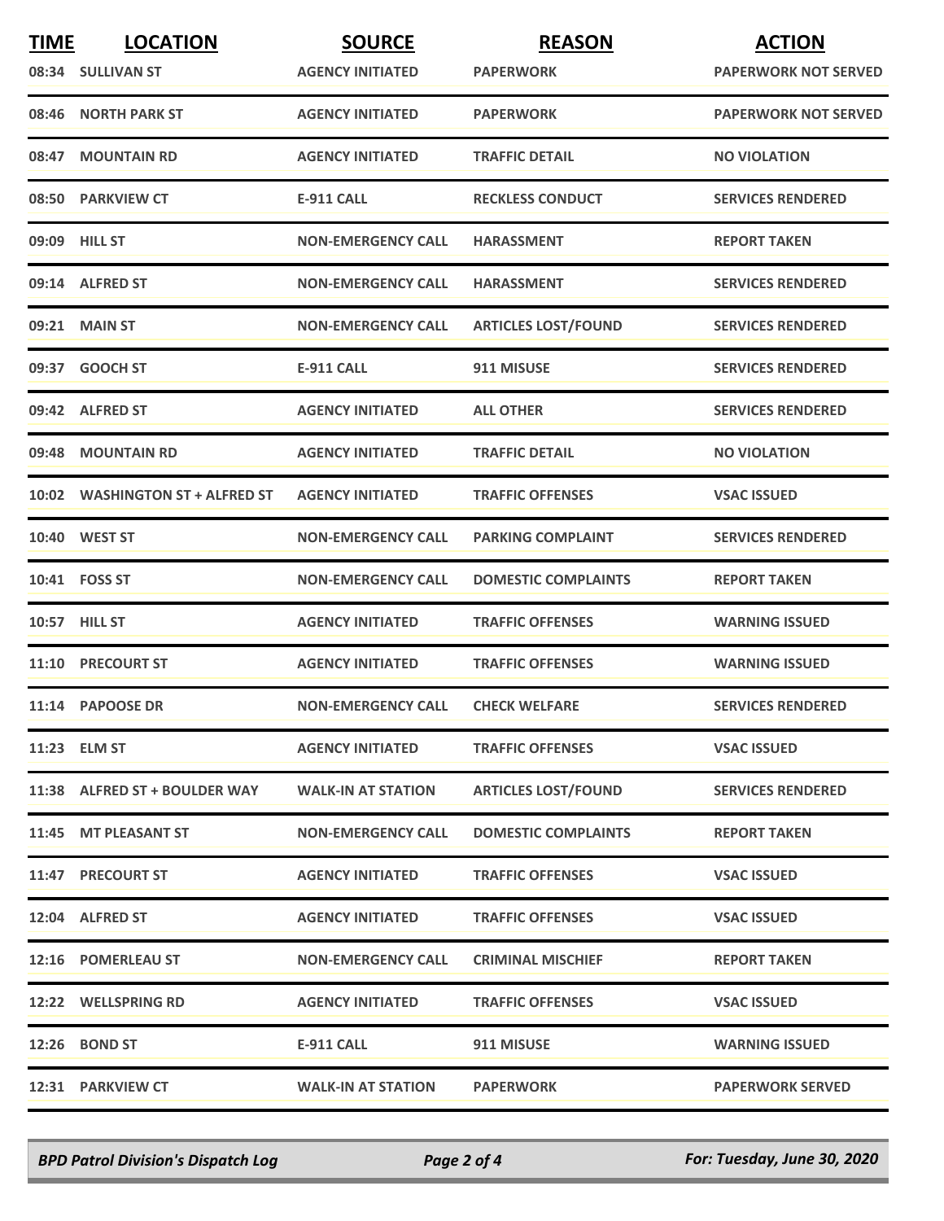| TIME | LOCATION | SOURCE | REASON | ACTION |
|---|---|---|---|---|
| 08:34 | SULLIVAN ST | AGENCY INITIATED | PAPERWORK | PAPERWORK NOT SERVED |
| 08:46 | NORTH PARK ST | AGENCY INITIATED | PAPERWORK | PAPERWORK NOT SERVED |
| 08:47 | MOUNTAIN RD | AGENCY INITIATED | TRAFFIC DETAIL | NO VIOLATION |
| 08:50 | PARKVIEW CT | E-911 CALL | RECKLESS CONDUCT | SERVICES RENDERED |
| 09:09 | HILL ST | NON-EMERGENCY CALL | HARASSMENT | REPORT TAKEN |
| 09:14 | ALFRED ST | NON-EMERGENCY CALL | HARASSMENT | SERVICES RENDERED |
| 09:21 | MAIN ST | NON-EMERGENCY CALL | ARTICLES LOST/FOUND | SERVICES RENDERED |
| 09:37 | GOOCH ST | E-911 CALL | 911 MISUSE | SERVICES RENDERED |
| 09:42 | ALFRED ST | AGENCY INITIATED | ALL OTHER | SERVICES RENDERED |
| 09:48 | MOUNTAIN RD | AGENCY INITIATED | TRAFFIC DETAIL | NO VIOLATION |
| 10:02 | WASHINGTON ST + ALFRED ST | AGENCY INITIATED | TRAFFIC OFFENSES | VSAC ISSUED |
| 10:40 | WEST ST | NON-EMERGENCY CALL | PARKING COMPLAINT | SERVICES RENDERED |
| 10:41 | FOSS ST | NON-EMERGENCY CALL | DOMESTIC COMPLAINTS | REPORT TAKEN |
| 10:57 | HILL ST | AGENCY INITIATED | TRAFFIC OFFENSES | WARNING ISSUED |
| 11:10 | PRECOURT ST | AGENCY INITIATED | TRAFFIC OFFENSES | WARNING ISSUED |
| 11:14 | PAPOOSE DR | NON-EMERGENCY CALL | CHECK WELFARE | SERVICES RENDERED |
| 11:23 | ELM ST | AGENCY INITIATED | TRAFFIC OFFENSES | VSAC ISSUED |
| 11:38 | ALFRED ST + BOULDER WAY | WALK-IN AT STATION | ARTICLES LOST/FOUND | SERVICES RENDERED |
| 11:45 | MT PLEASANT ST | NON-EMERGENCY CALL | DOMESTIC COMPLAINTS | REPORT TAKEN |
| 11:47 | PRECOURT ST | AGENCY INITIATED | TRAFFIC OFFENSES | VSAC ISSUED |
| 12:04 | ALFRED ST | AGENCY INITIATED | TRAFFIC OFFENSES | VSAC ISSUED |
| 12:16 | POMERLEAU ST | NON-EMERGENCY CALL | CRIMINAL MISCHIEF | REPORT TAKEN |
| 12:22 | WELLSPRING RD | AGENCY INITIATED | TRAFFIC OFFENSES | VSAC ISSUED |
| 12:26 | BOND ST | E-911 CALL | 911 MISUSE | WARNING ISSUED |
| 12:31 | PARKVIEW CT | WALK-IN AT STATION | PAPERWORK | PAPERWORK SERVED |

*BPD Patrol Division's Dispatch Log* — *For: Tuesday, June 30, 2020*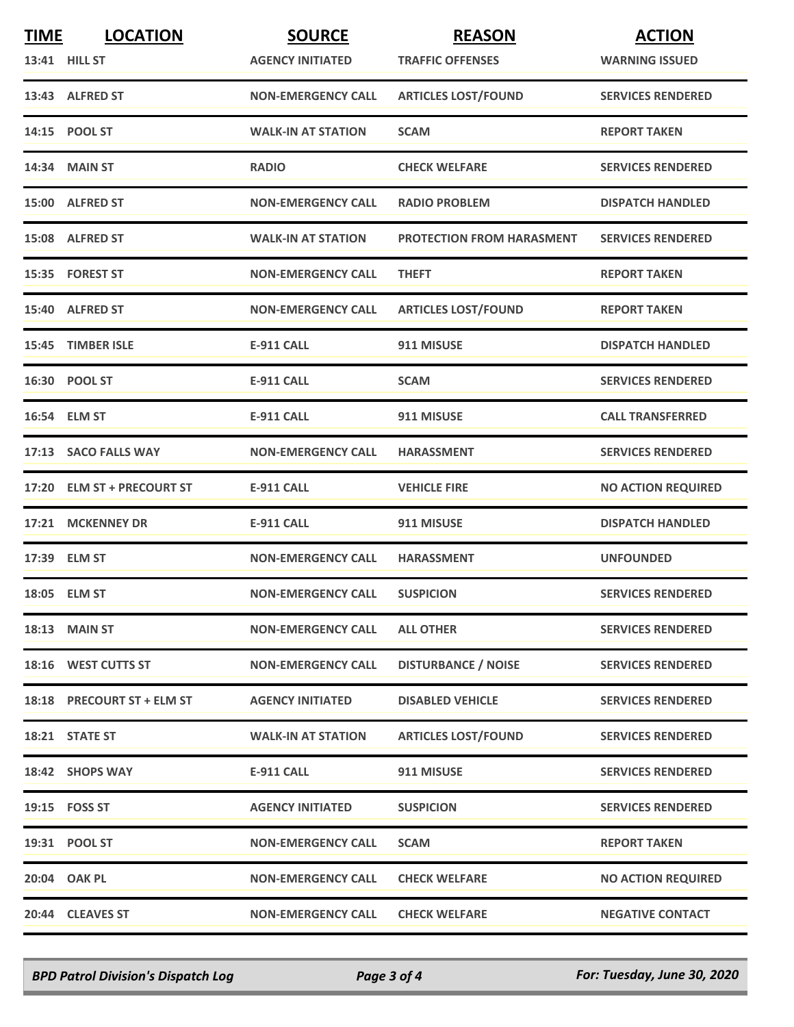| TIME | LOCATION | SOURCE | REASON | ACTION |
|---|---|---|---|---|
| 13:41 | HILL ST | AGENCY INITIATED | TRAFFIC OFFENSES | WARNING ISSUED |
| 13:43 | ALFRED ST | NON-EMERGENCY CALL | ARTICLES LOST/FOUND | SERVICES RENDERED |
| 14:15 | POOL ST | WALK-IN AT STATION | SCAM | REPORT TAKEN |
| 14:34 | MAIN ST | RADIO | CHECK WELFARE | SERVICES RENDERED |
| 15:00 | ALFRED ST | NON-EMERGENCY CALL | RADIO PROBLEM | DISPATCH HANDLED |
| 15:08 | ALFRED ST | WALK-IN AT STATION | PROTECTION FROM HARASMENT | SERVICES RENDERED |
| 15:35 | FOREST ST | NON-EMERGENCY CALL | THEFT | REPORT TAKEN |
| 15:40 | ALFRED ST | NON-EMERGENCY CALL | ARTICLES LOST/FOUND | REPORT TAKEN |
| 15:45 | TIMBER ISLE | E-911 CALL | 911 MISUSE | DISPATCH HANDLED |
| 16:30 | POOL ST | E-911 CALL | SCAM | SERVICES RENDERED |
| 16:54 | ELM ST | E-911 CALL | 911 MISUSE | CALL TRANSFERRED |
| 17:13 | SACO FALLS WAY | NON-EMERGENCY CALL | HARASSMENT | SERVICES RENDERED |
| 17:20 | ELM ST + PRECOURT ST | E-911 CALL | VEHICLE FIRE | NO ACTION REQUIRED |
| 17:21 | MCKENNEY DR | E-911 CALL | 911 MISUSE | DISPATCH HANDLED |
| 17:39 | ELM ST | NON-EMERGENCY CALL | HARASSMENT | UNFOUNDED |
| 18:05 | ELM ST | NON-EMERGENCY CALL | SUSPICION | SERVICES RENDERED |
| 18:13 | MAIN ST | NON-EMERGENCY CALL | ALL OTHER | SERVICES RENDERED |
| 18:16 | WEST CUTTS ST | NON-EMERGENCY CALL | DISTURBANCE / NOISE | SERVICES RENDERED |
| 18:18 | PRECOURT ST + ELM ST | AGENCY INITIATED | DISABLED VEHICLE | SERVICES RENDERED |
| 18:21 | STATE ST | WALK-IN AT STATION | ARTICLES LOST/FOUND | SERVICES RENDERED |
| 18:42 | SHOPS WAY | E-911 CALL | 911 MISUSE | SERVICES RENDERED |
| 19:15 | FOSS ST | AGENCY INITIATED | SUSPICION | SERVICES RENDERED |
| 19:31 | POOL ST | NON-EMERGENCY CALL | SCAM | REPORT TAKEN |
| 20:04 | OAK PL | NON-EMERGENCY CALL | CHECK WELFARE | NO ACTION REQUIRED |
| 20:44 | CLEAVES ST | NON-EMERGENCY CALL | CHECK WELFARE | NEGATIVE CONTACT |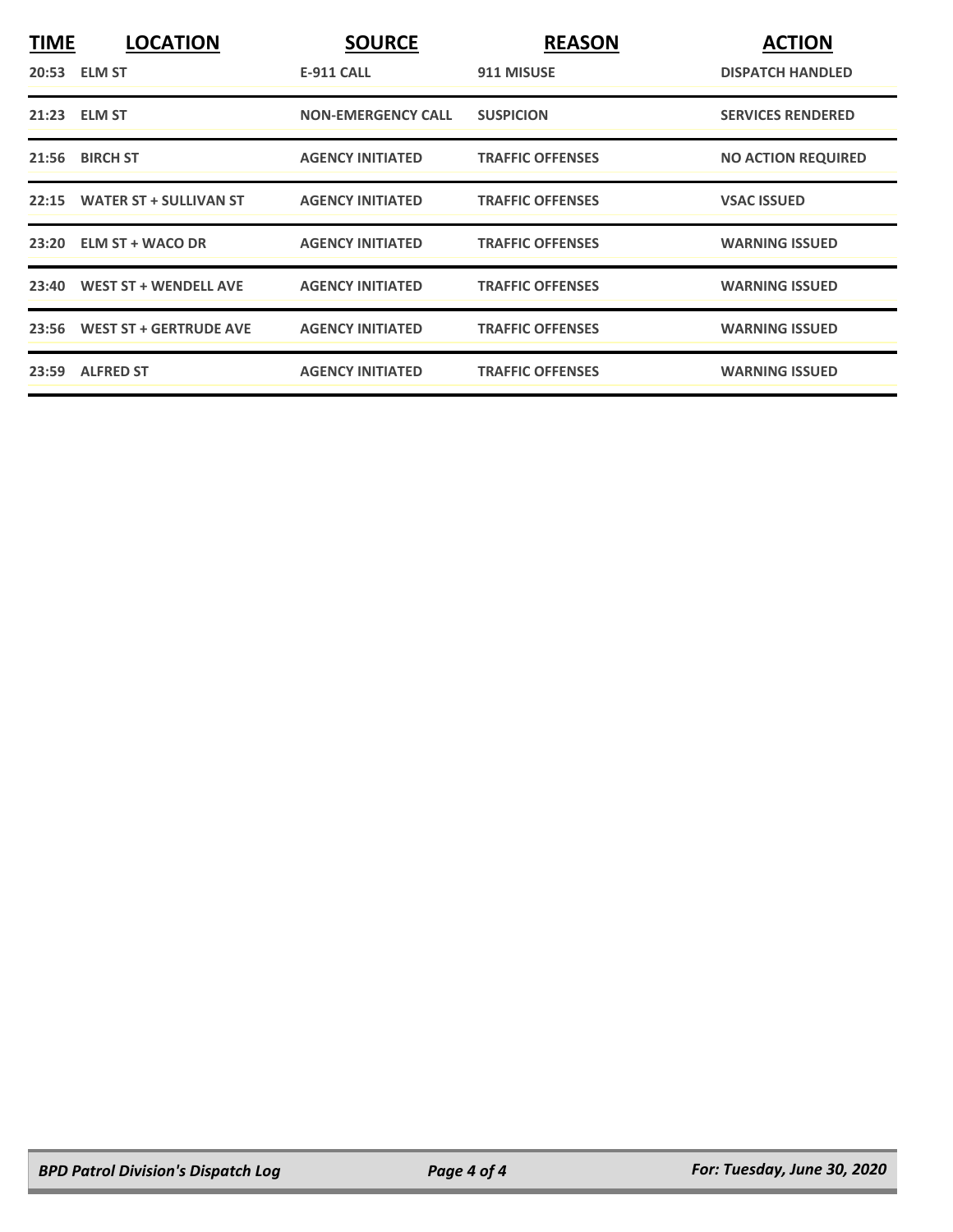| TIME | LOCATION | SOURCE | REASON | ACTION |
|---|---|---|---|---|
| 20:53 | ELM ST | E-911 CALL | 911 MISUSE | DISPATCH HANDLED |
| 21:23 | ELM ST | NON-EMERGENCY CALL | SUSPICION | SERVICES RENDERED |
| 21:56 | BIRCH ST | AGENCY INITIATED | TRAFFIC OFFENSES | NO ACTION REQUIRED |
| 22:15 | WATER ST + SULLIVAN ST | AGENCY INITIATED | TRAFFIC OFFENSES | VSAC ISSUED |
| 23:20 | ELM ST + WACO DR | AGENCY INITIATED | TRAFFIC OFFENSES | WARNING ISSUED |
| 23:40 | WEST ST + WENDELL AVE | AGENCY INITIATED | TRAFFIC OFFENSES | WARNING ISSUED |
| 23:56 | WEST ST + GERTRUDE AVE | AGENCY INITIATED | TRAFFIC OFFENSES | WARNING ISSUED |
| 23:59 | ALFRED ST | AGENCY INITIATED | TRAFFIC OFFENSES | WARNING ISSUED |